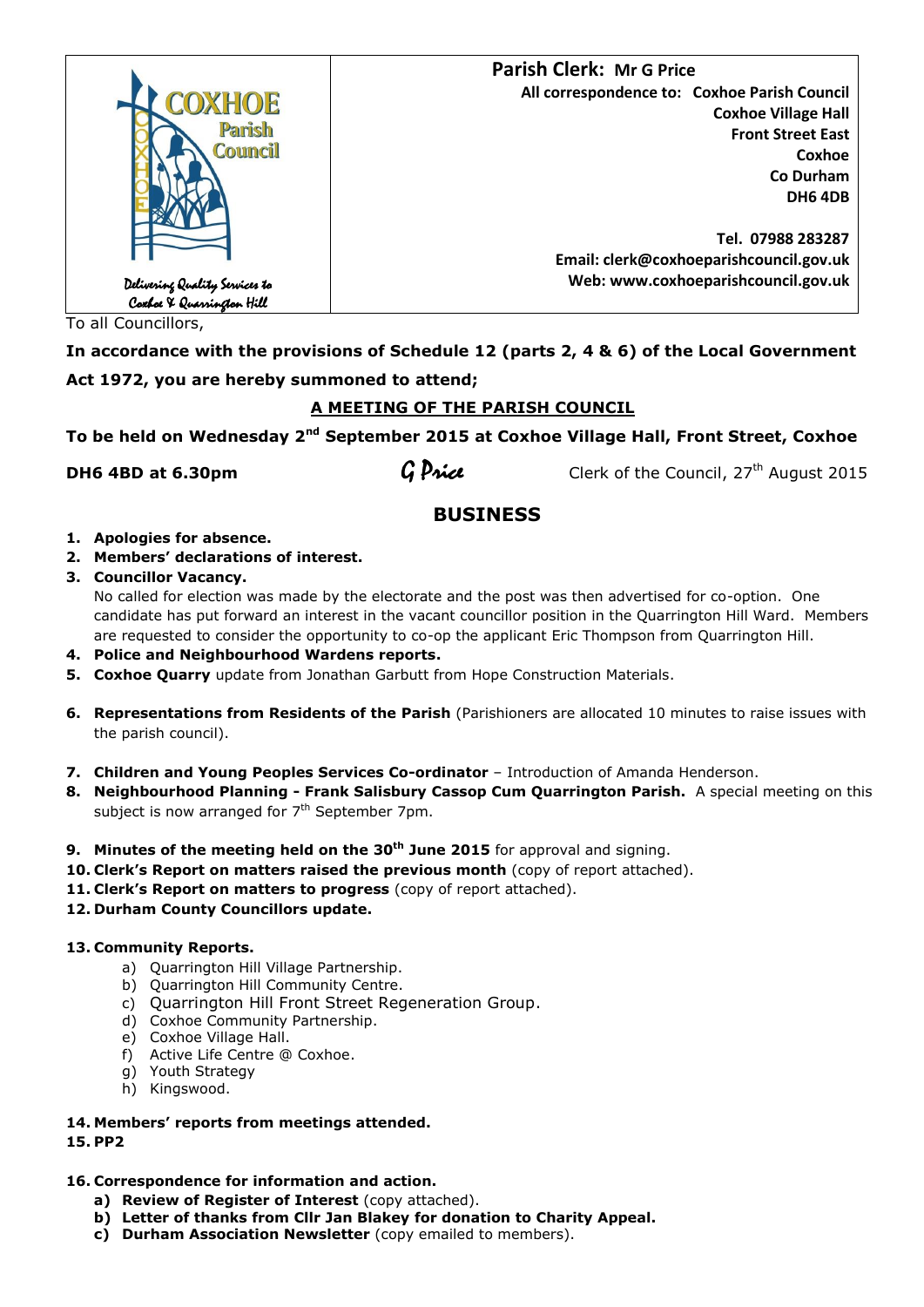COXHOE Parish Council

*Delivering Quality Services to Coxhoe & Quarrington Hill*

**Parish Clerk: Mr G Price**

**All correspondence to: Coxhoe Parish Council**
**Coxhoe Village Hall**
**Front Street East**
**Coxhoe**
**Co Durham**
**DH6 4DB**

**Tel. 07988 283287**
**Email: clerk@coxhoeparishcouncil.gov.uk**
**Web: www.coxhoeparishcouncil.gov.uk**

To all Councillors,

**In accordance with the provisions of Schedule 12 (parts 2, 4 & 6) of the Local Government Act 1972, you are hereby summoned to attend;**

**A MEETING OF THE PARISH COUNCIL**

**To be held on Wednesday 2nd September 2015 at Coxhoe Village Hall, Front Street, Coxhoe DH6 4BD at 6.30pm**

*G Price* Clerk of the Council, 27th August 2015

## BUSINESS

1. **Apologies for absence.**
2. **Members' declarations of interest.**
3. **Councillor Vacancy.**
   No called for election was made by the electorate and the post was then advertised for co-option. One candidate has put forward an interest in the vacant councillor position in the Quarrington Hill Ward. Members are requested to consider the opportunity to co-op the applicant Eric Thompson from Quarrington Hill.
4. **Police and Neighbourhood Wardens reports.**
5. **Coxhoe Quarry** update from Jonathan Garbutt from Hope Construction Materials.
6. **Representations from Residents of the Parish** (Parishioners are allocated 10 minutes to raise issues with the parish council).
7. **Children and Young Peoples Services Co-ordinator** – Introduction of Amanda Henderson.
8. **Neighbourhood Planning - Frank Salisbury Cassop Cum Quarrington Parish.** A special meeting on this subject is now arranged for 7th September 7pm.
9. **Minutes of the meeting held on the 30th June 2015** for approval and signing.
10. **Clerk's Report on matters raised the previous month** (copy of report attached).
11. **Clerk's Report on matters to progress** (copy of report attached).
12. **Durham County Councillors update.**
13. **Community Reports.**
    a) Quarrington Hill Village Partnership.
    b) Quarrington Hill Community Centre.
    c) Quarrington Hill Front Street Regeneration Group.
    d) Coxhoe Community Partnership.
    e) Coxhoe Village Hall.
    f) Active Life Centre @ Coxhoe.
    g) Youth Strategy
    h) Kingswood.
14. **Members' reports from meetings attended.**
15. **PP2**
16. **Correspondence for information and action.**
    a) **Review of Register of Interest** (copy attached).
    b) **Letter of thanks from Cllr Jan Blakey for donation to Charity Appeal.**
    c) **Durham Association Newsletter** (copy emailed to members).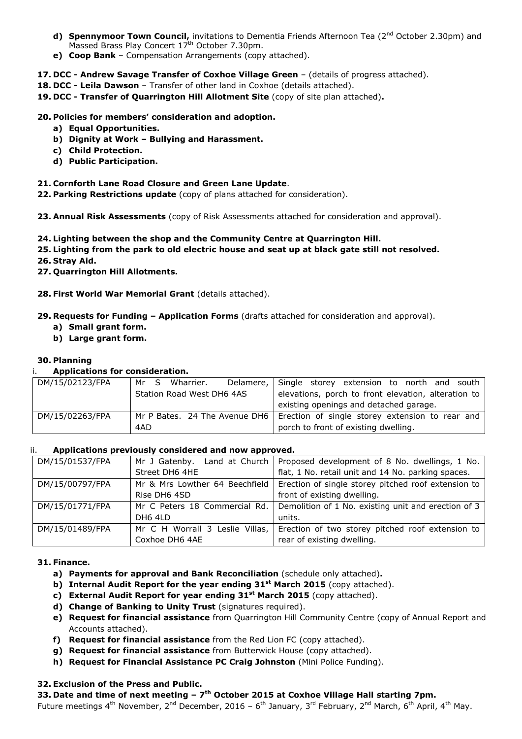d) **Spennymoor Town Council,** invitations to Dementia Friends Afternoon Tea (2nd October 2.30pm) and Massed Brass Play Concert 17th October 7.30pm.
e) **Coop Bank** – Compensation Arrangements (copy attached).

**17. DCC - Andrew Savage Transfer of Coxhoe Village Green** – (details of progress attached).
**18. DCC - Leila Dawson** – Transfer of other land in Coxhoe (details attached).
**19. DCC - Transfer of Quarrington Hill Allotment Site** (copy of site plan attached)**.**

**20. Policies for members' consideration and adoption.**
  a) **Equal Opportunities.**
  b) **Dignity at Work – Bullying and Harassment.**
  c) **Child Protection.**
  d) **Public Participation.**

**21. Cornforth Lane Road Closure and Green Lane Update**.
**22. Parking Restrictions update** (copy of plans attached for consideration).

**23. Annual Risk Assessments** (copy of Risk Assessments attached for consideration and approval).

**24. Lighting between the shop and the Community Centre at Quarrington Hill.**
**25. Lighting from the park to old electric house and seat up at black gate still not resolved.**
**26. Stray Aid.**
**27. Quarrington Hill Allotments.**

**28. First World War Memorial Grant** (details attached).

**29. Requests for Funding – Application Forms** (drafts attached for consideration and approval).
  a) **Small grant form.**
  b) **Large grant form.**

**30. Planning**

i. **Applications for consideration.**

| | | |
|---|---|---|
| DM/15/02123/FPA | Mr S Wharrier. Delamere, Station Road West DH6 4AS | Single storey extension to north and south elevations, porch to front elevation, alteration to existing openings and detached garage. |
| DM/15/02263/FPA | Mr P Bates. 24 The Avenue DH6 4AD | Erection of single storey extension to rear and porch to front of existing dwelling. |

ii. **Applications previously considered and now approved.**

| | | |
|---|---|---|
| DM/15/01537/FPA | Mr J Gatenby. Land at Church Street DH6 4HE | Proposed development of 8 No. dwellings, 1 No. flat, 1 No. retail unit and 14 No. parking spaces. |
| DM/15/00797/FPA | Mr & Mrs Lowther 64 Beechfield Rise DH6 4SD | Erection of single storey pitched roof extension to front of existing dwelling. |
| DM/15/01771/FPA | Mr C Peters 18 Commercial Rd. DH6 4LD | Demolition of 1 No. existing unit and erection of 3 units. |
| DM/15/01489/FPA | Mr C H Worrall 3 Leslie Villas, Coxhoe DH6 4AE | Erection of two storey pitched roof extension to rear of existing dwelling. |

**31. Finance.**
  a) **Payments for approval and Bank Reconciliation** (schedule only attached)**.**
  b) **Internal Audit Report for the year ending 31st March 2015** (copy attached).
  c) **External Audit Report for year ending 31st March 2015** (copy attached).
  d) **Change of Banking to Unity Trust** (signatures required).
  e) **Request for financial assistance** from Quarrington Hill Community Centre (copy of Annual Report and Accounts attached).
  f) **Request for financial assistance** from the Red Lion FC (copy attached).
  g) **Request for financial assistance** from Butterwick House (copy attached).
  h) **Request for Financial Assistance PC Craig Johnston** (Mini Police Funding).

**32. Exclusion of the Press and Public.**
**33. Date and time of next meeting – 7th October 2015 at Coxhoe Village Hall starting 7pm.**
Future meetings 4th November, 2nd December, 2016 – 6th January, 3rd February, 2nd March, 6th April, 4th May.